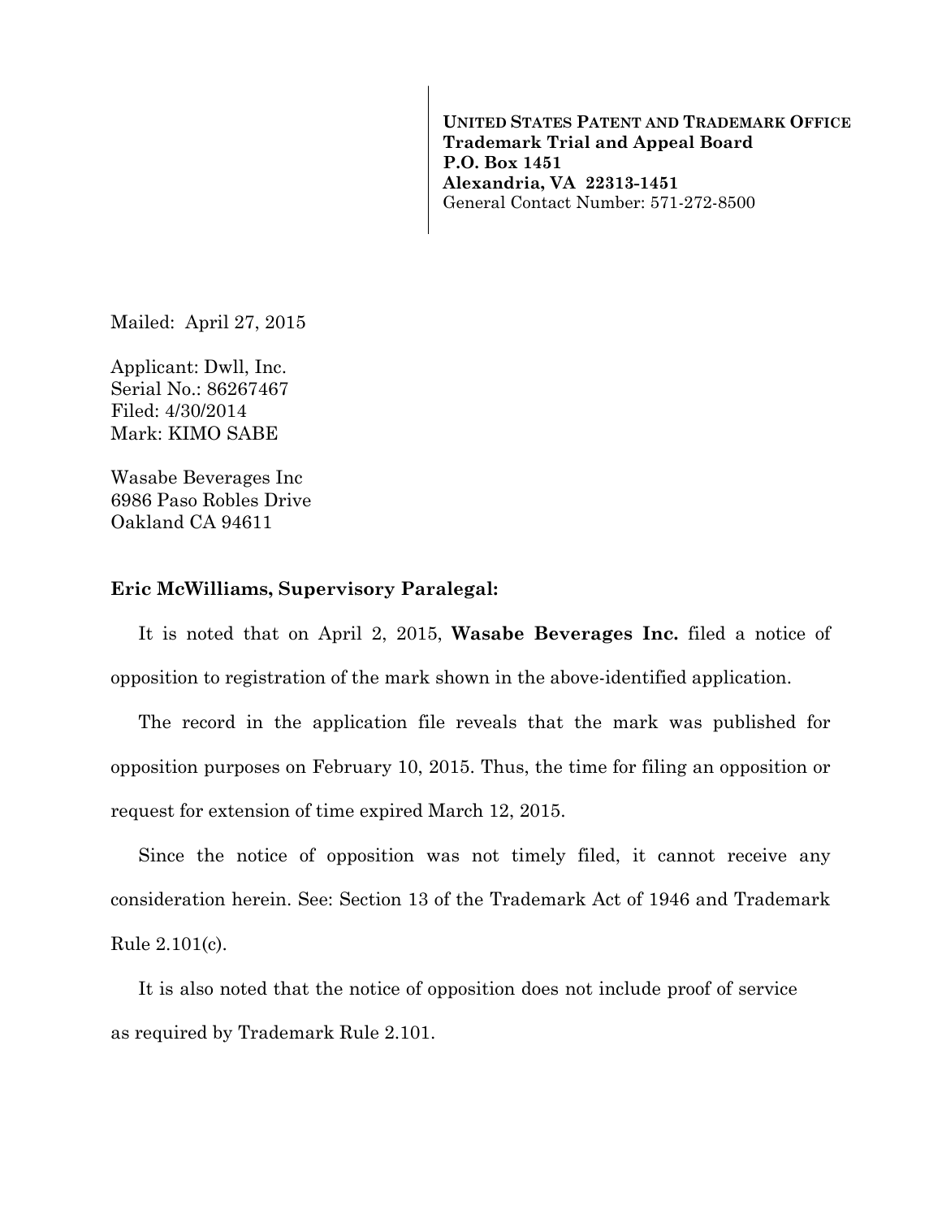**UNITED STATES PATENT AND TRADEMARK OFFICE**
**Trademark Trial and Appeal Board**
**P.O. Box 1451**
**Alexandria, VA 22313-1451**
General Contact Number: 571-272-8500

Mailed: April 27, 2015

Applicant: Dwll, Inc.
Serial No.: 86267467
Filed: 4/30/2014
Mark: KIMO SABE

Wasabe Beverages Inc
6986 Paso Robles Drive
Oakland CA 94611

**Eric McWilliams, Supervisory Paralegal:**

It is noted that on April 2, 2015, **Wasabe Beverages Inc.** filed a notice of opposition to registration of the mark shown in the above-identified application.

The record in the application file reveals that the mark was published for opposition purposes on February 10, 2015. Thus, the time for filing an opposition or request for extension of time expired March 12, 2015.

Since the notice of opposition was not timely filed, it cannot receive any consideration herein. See: Section 13 of the Trademark Act of 1946 and Trademark Rule 2.101(c).

It is also noted that the notice of opposition does not include proof of service as required by Trademark Rule 2.101.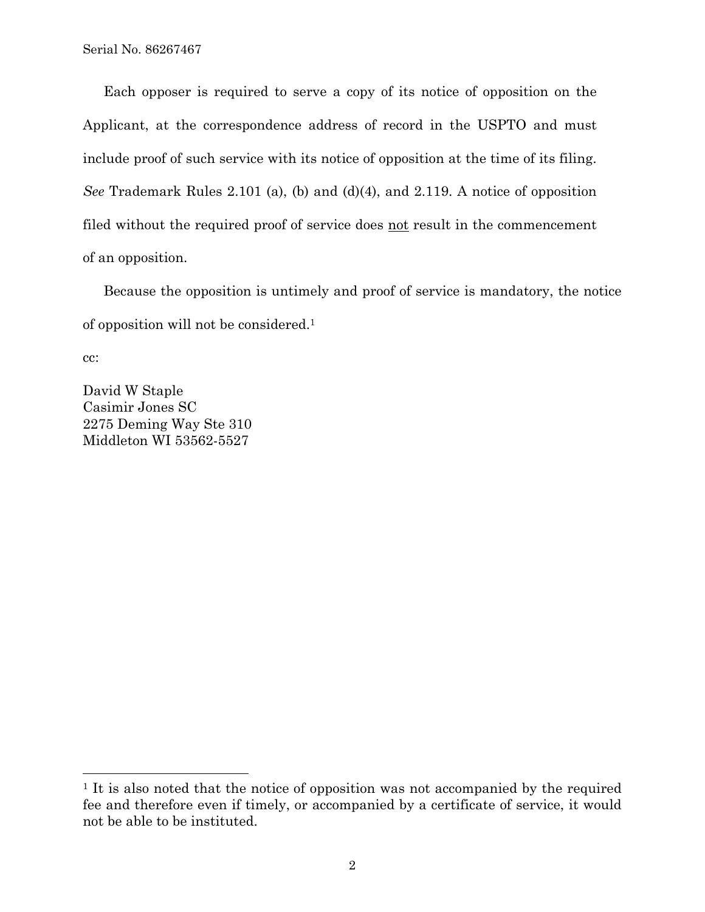Each opposer is required to serve a copy of its notice of opposition on the Applicant, at the correspondence address of record in the USPTO and must include proof of such service with its notice of opposition at the time of its filing. *See* Trademark Rules 2.101 (a), (b) and (d)(4), and 2.119. A notice of opposition filed without the required proof of service does not result in the commencement of an opposition.

Because the opposition is untimely and proof of service is mandatory, the notice of opposition will not be considered.[1]

cc:

David W Staple
Casimir Jones SC
2275 Deming Way Ste 310
Middleton WI 53562-5527

---

[1] It is also noted that the notice of opposition was not accompanied by the required fee and therefore even if timely, or accompanied by a certificate of service, it would not be able to be instituted.